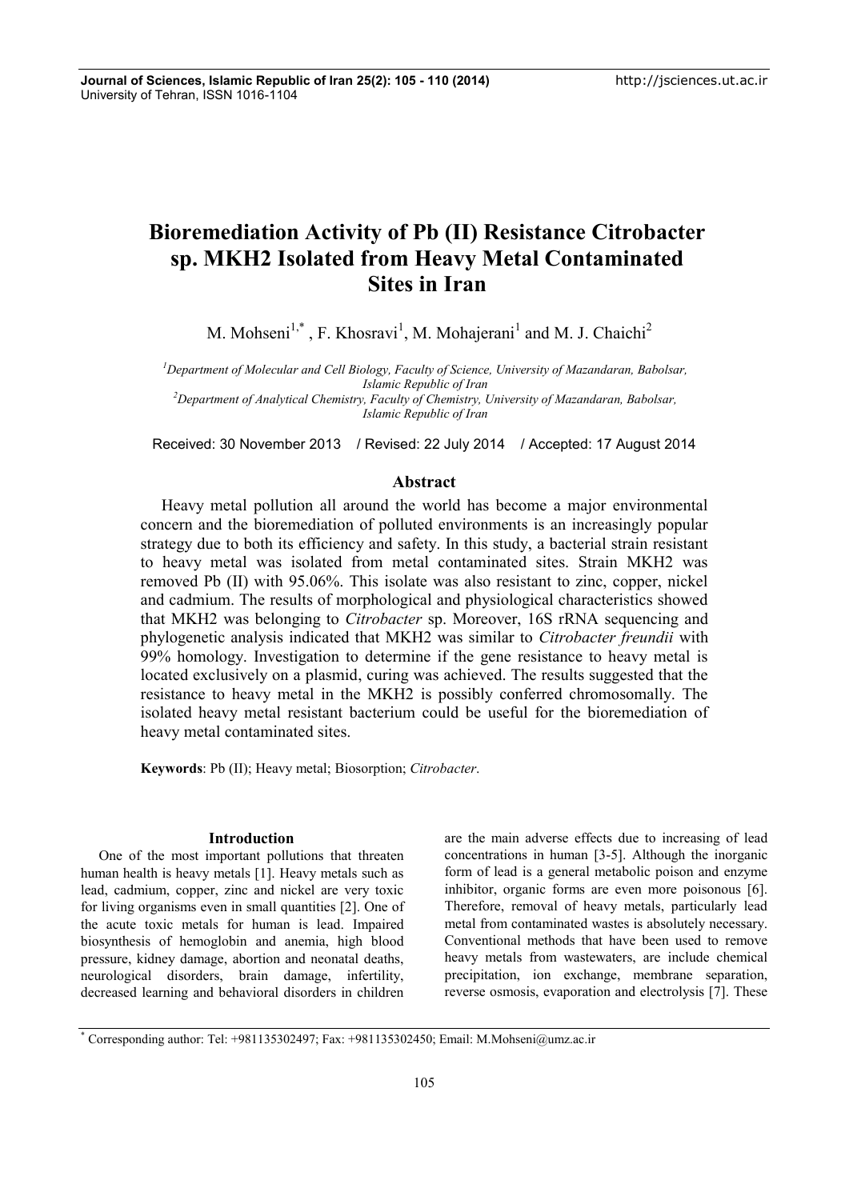# Bioremediation Activity of Pb (II) Resistance Citrobacter sp. MKH2 Isolated from Heavy Metal Contaminated Sites in Iran

M. Mohseni[1,*], F. Khosravi[1], M. Mohajerani[1] and M. J. Chaichi[2]

[1] *Department of Molecular and Cell Biology, Faculty of Science, University of Mazandaran, Babolsar, Islamic Republic of Iran*
[2] *Department of Analytical Chemistry, Faculty of Chemistry, University of Mazandaran, Babolsar, Islamic Republic of Iran*

Received: 30 November 2013 / Revised: 22 July 2014 / Accepted: 17 August 2014

## Abstract

Heavy metal pollution all around the world has become a major environmental concern and the bioremediation of polluted environments is an increasingly popular strategy due to both its efficiency and safety. In this study, a bacterial strain resistant to heavy metal was isolated from metal contaminated sites. Strain MKH2 was removed Pb (II) with 95.06%. This isolate was also resistant to zinc, copper, nickel and cadmium. The results of morphological and physiological characteristics showed that MKH2 was belonging to *Citrobacter* sp. Moreover, 16S rRNA sequencing and phylogenetic analysis indicated that MKH2 was similar to *Citrobacter freundii* with 99% homology. Investigation to determine if the gene resistance to heavy metal is located exclusively on a plasmid, curing was achieved. The results suggested that the resistance to heavy metal in the MKH2 is possibly conferred chromosomally. The isolated heavy metal resistant bacterium could be useful for the bioremediation of heavy metal contaminated sites.

**Keywords**: Pb (II); Heavy metal; Biosorption; *Citrobacter*.

## Introduction

One of the most important pollutions that threaten human health is heavy metals [1]. Heavy metals such as lead, cadmium, copper, zinc and nickel are very toxic for living organisms even in small quantities [2]. One of the acute toxic metals for human is lead. Impaired biosynthesis of hemoglobin and anemia, high blood pressure, kidney damage, abortion and neonatal deaths, neurological disorders, brain damage, infertility, decreased learning and behavioral disorders in children are the main adverse effects due to increasing of lead concentrations in human [3-5]. Although the inorganic form of lead is a general metabolic poison and enzyme inhibitor, organic forms are even more poisonous [6]. Therefore, removal of heavy metals, particularly lead metal from contaminated wastes is absolutely necessary. Conventional methods that have been used to remove heavy metals from wastewaters, are include chemical precipitation, ion exchange, membrane separation, reverse osmosis, evaporation and electrolysis [7]. These

[*] Corresponding author: Tel: +981135302497; Fax: +981135302450; Email: M.Mohseni@umz.ac.ir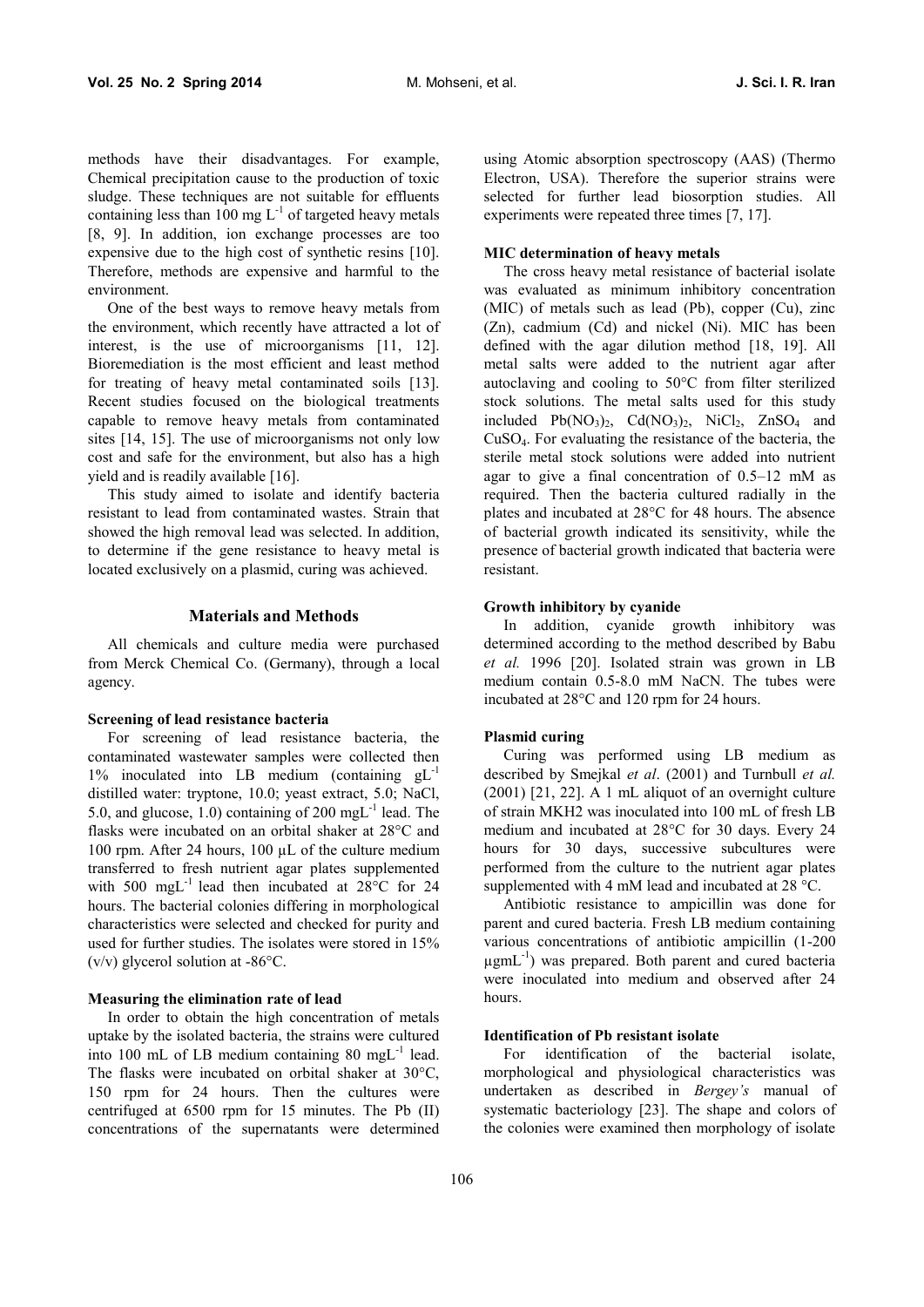methods have their disadvantages. For example, Chemical precipitation cause to the production of toxic sludge. These techniques are not suitable for effluents containing less than 100 mg $L^{-1}$ of targeted heavy metals [8, 9]. In addition, ion exchange processes are too expensive due to the high cost of synthetic resins [10]. Therefore, methods are expensive and harmful to the environment.

One of the best ways to remove heavy metals from the environment, which recently have attracted a lot of interest, is the use of microorganisms [11, 12]. Bioremediation is the most efficient and least method for treating of heavy metal contaminated soils [13]. Recent studies focused on the biological treatments capable to remove heavy metals from contaminated sites [14, 15]. The use of microorganisms not only low cost and safe for the environment, but also has a high yield and is readily available [16].

This study aimed to isolate and identify bacteria resistant to lead from contaminated wastes. Strain that showed the high removal lead was selected. In addition, to determine if the gene resistance to heavy metal is located exclusively on a plasmid, curing was achieved.

## Materials and Methods

All chemicals and culture media were purchased from Merck Chemical Co. (Germany), through a local agency.

### Screening of lead resistance bacteria

For screening of lead resistance bacteria, the contaminated wastewater samples were collected then 1% inoculated into LB medium (containing $gL^{-1}$ distilled water: tryptone, 10.0; yeast extract, 5.0; NaCl, 5.0, and glucose, 1.0) containing of 200 $mgL^{-1}$ lead. The flasks were incubated on an orbital shaker at 28°C and 100 rpm. After 24 hours, 100 µL of the culture medium transferred to fresh nutrient agar plates supplemented with 500 $mgL^{-1}$ lead then incubated at 28°C for 24 hours. The bacterial colonies differing in morphological characteristics were selected and checked for purity and used for further studies. The isolates were stored in 15% (v/v) glycerol solution at -86°C.

### Measuring the elimination rate of lead

In order to obtain the high concentration of metals uptake by the isolated bacteria, the strains were cultured into 100 mL of LB medium containing 80 $mgL^{-1}$ lead. The flasks were incubated on orbital shaker at 30°C, 150 rpm for 24 hours. Then the cultures were centrifuged at 6500 rpm for 15 minutes. The Pb (II) concentrations of the supernatants were determined using Atomic absorption spectroscopy (AAS) (Thermo Electron, USA). Therefore the superior strains were selected for further lead biosorption studies. All experiments were repeated three times [7, 17].

### MIC determination of heavy metals

The cross heavy metal resistance of bacterial isolate was evaluated as minimum inhibitory concentration (MIC) of metals such as lead (Pb), copper (Cu), zinc (Zn), cadmium (Cd) and nickel (Ni). MIC has been defined with the agar dilution method [18, 19]. All metal salts were added to the nutrient agar after autoclaving and cooling to 50°C from filter sterilized stock solutions. The metal salts used for this study included $Pb(NO_3)_2$, $Cd(NO_3)_2$, $NiCl_2$, $ZnSO_4$ and $CuSO_4$. For evaluating the resistance of the bacteria, the sterile metal stock solutions were added into nutrient agar to give a final concentration of 0.5–12 mM as required. Then the bacteria cultured radially in the plates and incubated at 28°C for 48 hours. The absence of bacterial growth indicated its sensitivity, while the presence of bacterial growth indicated that bacteria were resistant.

### Growth inhibitory by cyanide

In addition, cyanide growth inhibitory was determined according to the method described by Babu *et al.* 1996 [20]. Isolated strain was grown in LB medium contain 0.5-8.0 mM NaCN. The tubes were incubated at 28°C and 120 rpm for 24 hours.

### Plasmid curing

Curing was performed using LB medium as described by Smejkal *et al*. (2001) and Turnbull *et al.* (2001) [21, 22]. A 1 mL aliquot of an overnight culture of strain MKH2 was inoculated into 100 mL of fresh LB medium and incubated at 28°C for 30 days. Every 24 hours for 30 days, successive subcultures were performed from the culture to the nutrient agar plates supplemented with 4 mM lead and incubated at 28 °C.

Antibiotic resistance to ampicillin was done for parent and cured bacteria. Fresh LB medium containing various concentrations of antibiotic ampicillin (1-200 $\mu gmL^{-1}$) was prepared. Both parent and cured bacteria were inoculated into medium and observed after 24 hours.

### Identification of Pb resistant isolate

For identification of the bacterial isolate, morphological and physiological characteristics was undertaken as described in *Bergey's* manual of systematic bacteriology [23]. The shape and colors of the colonies were examined then morphology of isolate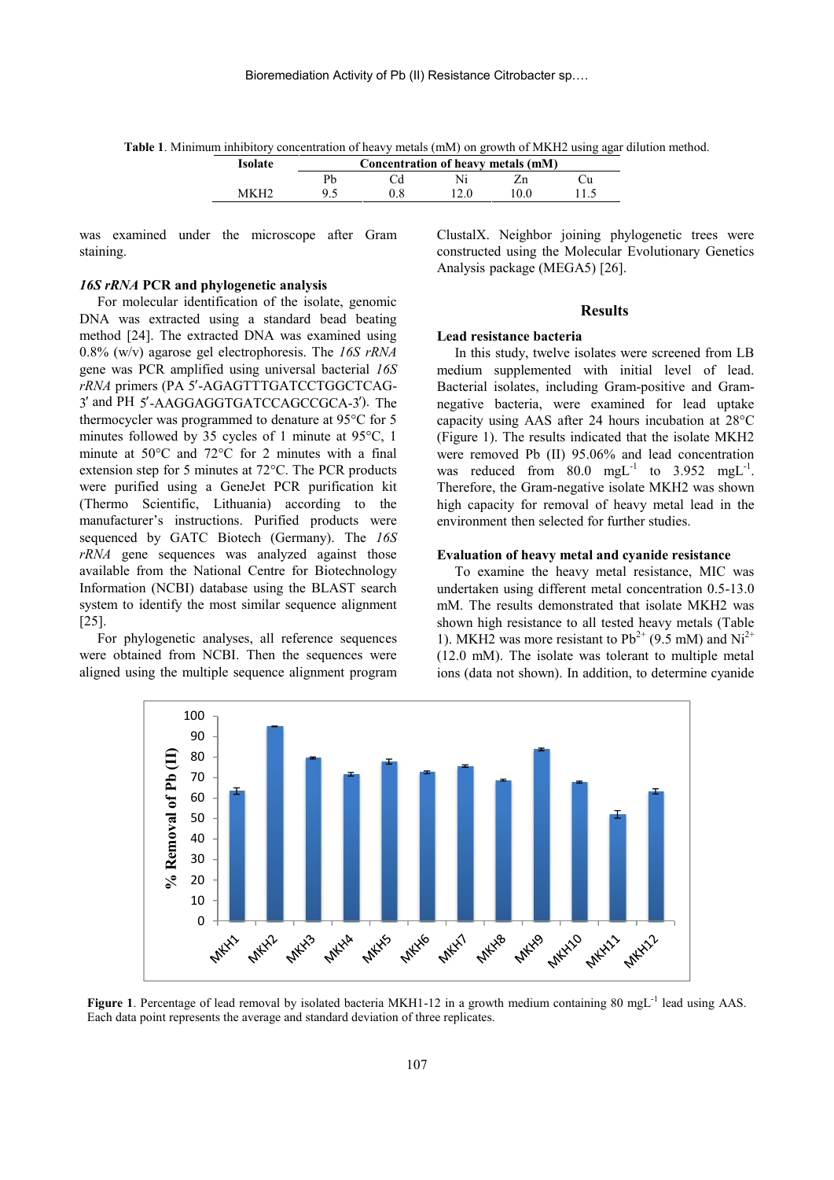**Table 1**. Minimum inhibitory concentration of heavy metals (mM) on growth of MKH2 using agar dilution method.

| Isolate | Concentration of heavy metals (mM) | | | | |
|---|---|---|---|---|---|
| | Pb | Cd | Ni | Zn | Cu |
| MKH2 | 9.5 | 0.8 | 12.0 | 10.0 | 11.5 |

was examined under the microscope after Gram staining.

### *16S rRNA* PCR and phylogenetic analysis

For molecular identification of the isolate, genomic DNA was extracted using a standard bead beating method [24]. The extracted DNA was examined using 0.8% (w/v) agarose gel electrophoresis. The *16S rRNA* gene was PCR amplified using universal bacterial *16S rRNA* primers (PA 5′-AGAGTTTGATCCTGGCTCAG-3′ and PH 5′-AAGGAGGTGATCCAGCCGCA-3′). The thermocycler was programmed to denature at 95°C for 5 minutes followed by 35 cycles of 1 minute at 95°C, 1 minute at 50°C and 72°C for 2 minutes with a final extension step for 5 minutes at 72°C. The PCR products were purified using a GeneJet PCR purification kit (Thermo Scientific, Lithuania) according to the manufacturer's instructions. Purified products were sequenced by GATC Biotech (Germany). The *16S rRNA* gene sequences was analyzed against those available from the National Centre for Biotechnology Information (NCBI) database using the BLAST search system to identify the most similar sequence alignment [25].

For phylogenetic analyses, all reference sequences were obtained from NCBI. Then the sequences were aligned using the multiple sequence alignment program ClustalX. Neighbor joining phylogenetic trees were constructed using the Molecular Evolutionary Genetics Analysis package (MEGA5) [26].

## Results

### Lead resistance bacteria

In this study, twelve isolates were screened from LB medium supplemented with initial level of lead. Bacterial isolates, including Gram-positive and Gram-negative bacteria, were examined for lead uptake capacity using AAS after 24 hours incubation at 28°C (Figure 1). The results indicated that the isolate MKH2 were removed Pb (II) 95.06% and lead concentration was reduced from 80.0 $mgL^{-1}$ to 3.952 $mgL^{-1}$. Therefore, the Gram-negative isolate MKH2 was shown high capacity for removal of heavy metal lead in the environment then selected for further studies.

### Evaluation of heavy metal and cyanide resistance

To examine the heavy metal resistance, MIC was undertaken using different metal concentration 0.5-13.0 mM. The results demonstrated that isolate MKH2 was shown high resistance to all tested heavy metals (Table 1). MKH2 was more resistant to $Pb^{2+}$ (9.5 mM) and $Ni^{2+}$ (12.0 mM). The isolate was tolerant to multiple metal ions (data not shown). In addition, to determine cyanide

**Figure 1**. Percentage of lead removal by isolated bacteria MKH1-12 in a growth medium containing 80 $mgL^{-1}$ lead using AAS. Each data point represents the average and standard deviation of three replicates.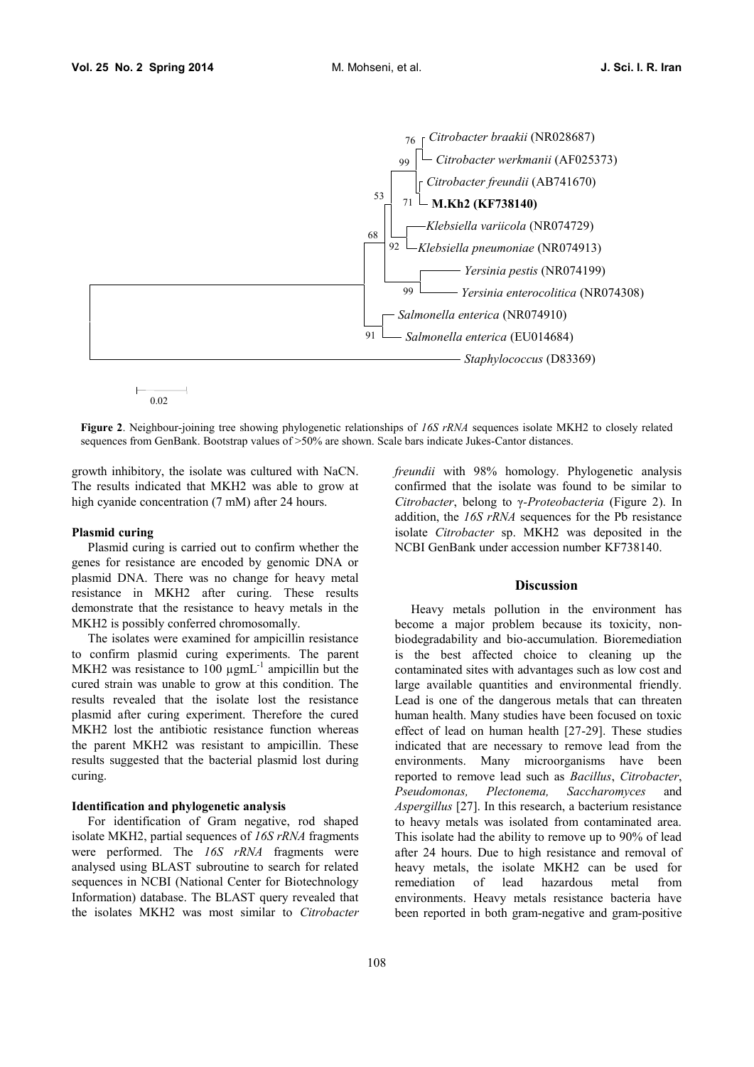**Figure 2**. Neighbour-joining tree showing phylogenetic relationships of *16S rRNA* sequences isolate MKH2 to closely related sequences from GenBank. Bootstrap values of >50% are shown. Scale bars indicate Jukes-Cantor distances.

growth inhibitory, the isolate was cultured with NaCN. The results indicated that MKH2 was able to grow at high cyanide concentration (7 mM) after 24 hours.

#### Plasmid curing

Plasmid curing is carried out to confirm whether the genes for resistance are encoded by genomic DNA or plasmid DNA. There was no change for heavy metal resistance in MKH2 after curing. These results demonstrate that the resistance to heavy metals in the MKH2 is possibly conferred chromosomally.

The isolates were examined for ampicillin resistance to confirm plasmid curing experiments. The parent MKH2 was resistance to 100 $\mu g mL^{-1}$ ampicillin but the cured strain was unable to grow at this condition. The results revealed that the isolate lost the resistance plasmid after curing experiment. Therefore the cured MKH2 lost the antibiotic resistance function whereas the parent MKH2 was resistant to ampicillin. These results suggested that the bacterial plasmid lost during curing.

#### Identification and phylogenetic analysis

For identification of Gram negative, rod shaped isolate MKH2, partial sequences of *16S rRNA* fragments were performed. The *16S rRNA* fragments were analysed using BLAST subroutine to search for related sequences in NCBI (National Center for Biotechnology Information) database. The BLAST query revealed that the isolates MKH2 was most similar to *Citrobacter freundii* with 98% homology. Phylogenetic analysis confirmed that the isolate was found to be similar to *Citrobacter*, belong to γ-*Proteobacteria* (Figure 2). In addition, the *16S rRNA* sequences for the Pb resistance isolate *Citrobacter* sp. MKH2 was deposited in the NCBI GenBank under accession number KF738140.

## Discussion

Heavy metals pollution in the environment has become a major problem because its toxicity, non-biodegradability and bio-accumulation. Bioremediation is the best affected choice to cleaning up the contaminated sites with advantages such as low cost and large available quantities and environmental friendly. Lead is one of the dangerous metals that can threaten human health. Many studies have been focused on toxic effect of lead on human health [27-29]. These studies indicated that are necessary to remove lead from the environments. Many microorganisms have been reported to remove lead such as *Bacillus*, *Citrobacter*, *Pseudomonas, Plectonema, Saccharomyces* and *Aspergillus* [27]. In this research, a bacterium resistance to heavy metals was isolated from contaminated area. This isolate had the ability to remove up to 90% of lead after 24 hours. Due to high resistance and removal of heavy metals, the isolate MKH2 can be used for remediation of lead hazardous metal from environments. Heavy metals resistance bacteria have been reported in both gram-negative and gram-positive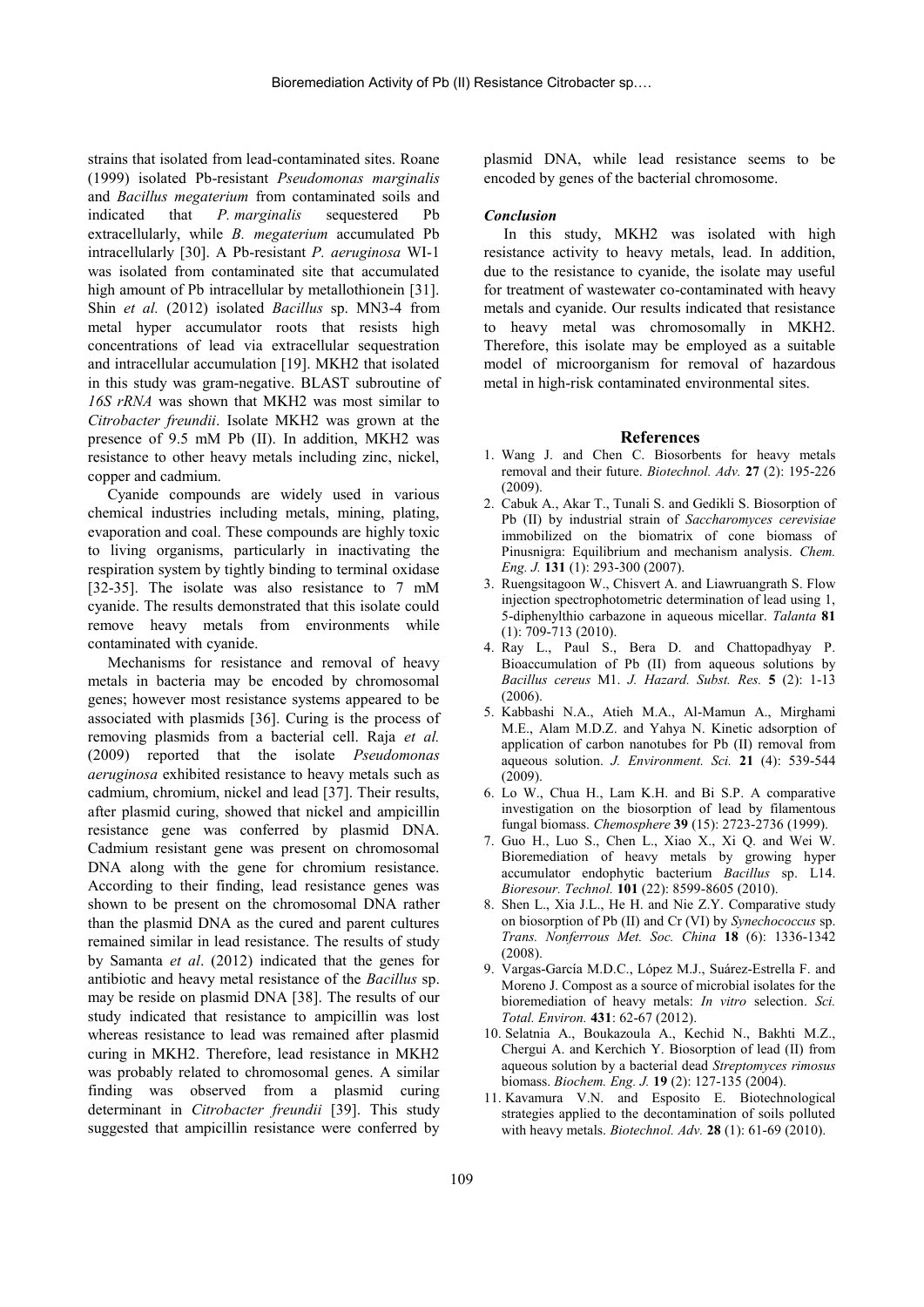strains that isolated from lead-contaminated sites. Roane (1999) isolated Pb-resistant *Pseudomonas marginalis* and *Bacillus megaterium* from contaminated soils and indicated that *P. marginalis* sequestered Pb extracellularly, while *B. megaterium* accumulated Pb intracellularly [30]. A Pb-resistant *P. aeruginosa* WI-1 was isolated from contaminated site that accumulated high amount of Pb intracellular by metallothionein [31]. Shin *et al.* (2012) isolated *Bacillus* sp. MN3-4 from metal hyper accumulator roots that resists high concentrations of lead via extracellular sequestration and intracellular accumulation [19]. MKH2 that isolated in this study was gram-negative. BLAST subroutine of *16S rRNA* was shown that MKH2 was most similar to *Citrobacter freundii*. Isolate MKH2 was grown at the presence of 9.5 mM Pb (II). In addition, MKH2 was resistance to other heavy metals including zinc, nickel, copper and cadmium.

Cyanide compounds are widely used in various chemical industries including metals, mining, plating, evaporation and coal. These compounds are highly toxic to living organisms, particularly in inactivating the respiration system by tightly binding to terminal oxidase [32-35]. The isolate was also resistance to 7 mM cyanide. The results demonstrated that this isolate could remove heavy metals from environments while contaminated with cyanide.

Mechanisms for resistance and removal of heavy metals in bacteria may be encoded by chromosomal genes; however most resistance systems appeared to be associated with plasmids [36]. Curing is the process of removing plasmids from a bacterial cell. Raja *et al.* (2009) reported that the isolate *Pseudomonas aeruginosa* exhibited resistance to heavy metals such as cadmium, chromium, nickel and lead [37]. Their results, after plasmid curing, showed that nickel and ampicillin resistance gene was conferred by plasmid DNA. Cadmium resistant gene was present on chromosomal DNA along with the gene for chromium resistance. According to their finding, lead resistance genes was shown to be present on the chromosomal DNA rather than the plasmid DNA as the cured and parent cultures remained similar in lead resistance. The results of study by Samanta *et al*. (2012) indicated that the genes for antibiotic and heavy metal resistance of the *Bacillus* sp. may be reside on plasmid DNA [38]. The results of our study indicated that resistance to ampicillin was lost whereas resistance to lead was remained after plasmid curing in MKH2. Therefore, lead resistance in MKH2 was probably related to chromosomal genes. A similar finding was observed from a plasmid curing determinant in *Citrobacter freundii* [39]. This study suggested that ampicillin resistance were conferred by plasmid DNA, while lead resistance seems to be encoded by genes of the bacterial chromosome.

### *Conclusion*

In this study, MKH2 was isolated with high resistance activity to heavy metals, lead. In addition, due to the resistance to cyanide, the isolate may useful for treatment of wastewater co-contaminated with heavy metals and cyanide. Our results indicated that resistance to heavy metal was chromosomally in MKH2. Therefore, this isolate may be employed as a suitable model of microorganism for removal of hazardous metal in high-risk contaminated environmental sites.

## References

1. Wang J. and Chen C. Biosorbents for heavy metals removal and their future. *Biotechnol. Adv.* **27** (2): 195-226 (2009).
2. Cabuk A., Akar T., Tunali S. and Gedikli S. Biosorption of Pb (II) by industrial strain of *Saccharomyces cerevisiae* immobilized on the biomatrix of cone biomass of Pinusnigra: Equilibrium and mechanism analysis. *Chem. Eng. J.* **131** (1): 293-300 (2007).
3. Ruengsitagoon W., Chisvert A. and Liawruangrath S. Flow injection spectrophotometric determination of lead using 1, 5-diphenylthio carbazone in aqueous micellar. *Talanta* **81** (1): 709-713 (2010).
4. Ray L., Paul S., Bera D. and Chattopadhyay P. Bioaccumulation of Pb (II) from aqueous solutions by *Bacillus cereus* M1. *J. Hazard. Subst. Res.* **5** (2): 1-13 (2006).
5. Kabbashi N.A., Atieh M.A., Al-Mamun A., Mirghami M.E., Alam M.D.Z. and Yahya N. Kinetic adsorption of application of carbon nanotubes for Pb (II) removal from aqueous solution. *J. Environment. Sci.* **21** (4): 539-544 (2009).
6. Lo W., Chua H., Lam K.H. and Bi S.P. A comparative investigation on the biosorption of lead by filamentous fungal biomass. *Chemosphere* **39** (15): 2723-2736 (1999).
7. Guo H., Luo S., Chen L., Xiao X., Xi Q. and Wei W. Bioremediation of heavy metals by growing hyper accumulator endophytic bacterium *Bacillus* sp. L14. *Bioresour. Technol.* **101** (22): 8599-8605 (2010).
8. Shen L., Xia J.L., He H. and Nie Z.Y. Comparative study on biosorption of Pb (II) and Cr (VI) by *Synechococcus* sp. *Trans. Nonferrous Met. Soc. China* **18** (6): 1336-1342 (2008).
9. Vargas-García M.D.C., López M.J., Suárez-Estrella F. and Moreno J. Compost as a source of microbial isolates for the bioremediation of heavy metals: *In vitro* selection. *Sci. Total. Environ.* **431**: 62-67 (2012).
10. Selatnia A., Boukazoula A., Kechid N., Bakhti M.Z., Chergui A. and Kerchich Y. Biosorption of lead (II) from aqueous solution by a bacterial dead *Streptomyces rimosus* biomass. *Biochem. Eng. J.* **19** (2): 127-135 (2004).
11. Kavamura V.N. and Esposito E. Biotechnological strategies applied to the decontamination of soils polluted with heavy metals. *Biotechnol. Adv.* **28** (1): 61-69 (2010).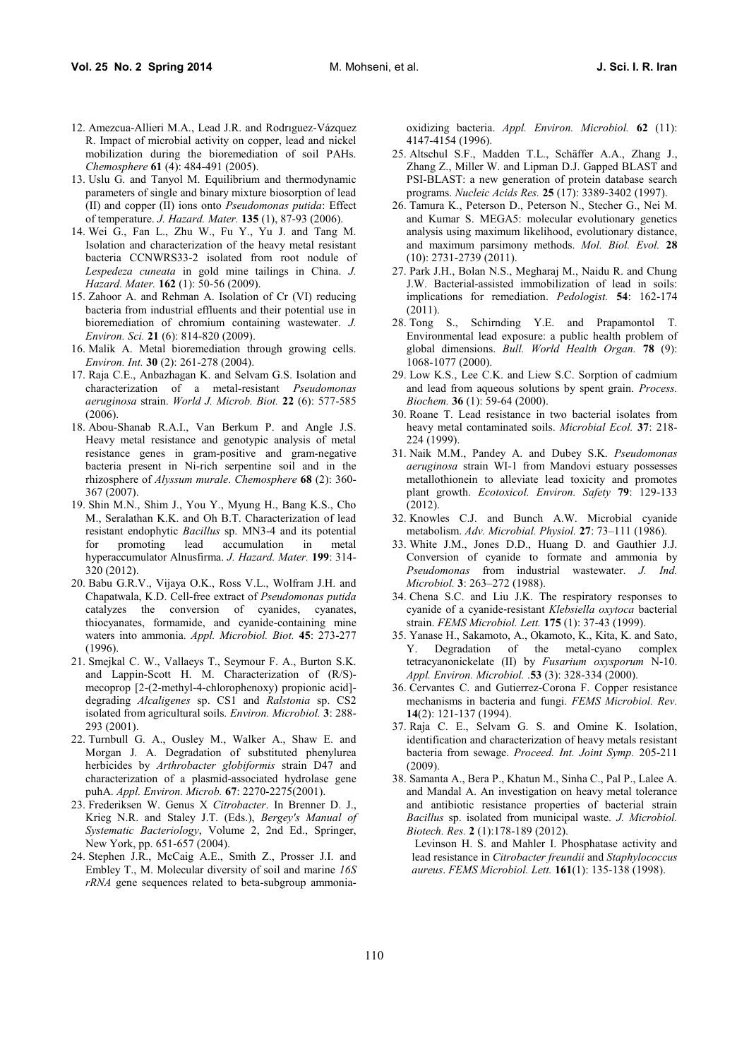12. Amezcua-Allieri M.A., Lead J.R. and Rodrıguez-Vázquez R. Impact of microbial activity on copper, lead and nickel mobilization during the bioremediation of soil PAHs. *Chemosphere* **61** (4): 484-491 (2005).
13. Uslu G. and Tanyol M. Equilibrium and thermodynamic parameters of single and binary mixture biosorption of lead (II) and copper (II) ions onto *Pseudomonas putida*: Effect of temperature. *J. Hazard. Mater.* **135** (1), 87-93 (2006).
14. Wei G., Fan L., Zhu W., Fu Y., Yu J. and Tang M. Isolation and characterization of the heavy metal resistant bacteria CCNWRS33-2 isolated from root nodule of *Lespedeza cuneata* in gold mine tailings in China. *J. Hazard. Mater.* **162** (1): 50-56 (2009).
15. Zahoor A. and Rehman A. Isolation of Cr (VI) reducing bacteria from industrial effluents and their potential use in bioremediation of chromium containing wastewater. *J. Environ. Sci.* **21** (6): 814-820 (2009).
16. Malik A. Metal bioremediation through growing cells. *Environ. Int.* **30** (2): 261-278 (2004).
17. Raja C.E., Anbazhagan K. and Selvam G.S. Isolation and characterization of a metal-resistant *Pseudomonas aeruginosa* strain. *World J. Microb. Biot.* **22** (6): 577-585 (2006).
18. Abou-Shanab R.A.I., Van Berkum P. and Angle J.S. Heavy metal resistance and genotypic analysis of metal resistance genes in gram-positive and gram-negative bacteria present in Ni-rich serpentine soil and in the rhizosphere of *Alyssum murale*. *Chemosphere* **68** (2): 360-367 (2007).
19. Shin M.N., Shim J., You Y., Myung H., Bang K.S., Cho M., Seralathan K.K. and Oh B.T. Characterization of lead resistant endophytic *Bacillus* sp. MN3-4 and its potential for promoting lead accumulation in metal hyperaccumulator Alnusfirma. *J. Hazard. Mater.* **199**: 314-320 (2012).
20. Babu G.R.V., Vijaya O.K., Ross V.L., Wolfram J.H. and Chapatwala, K.D. Cell-free extract of *Pseudomonas putida* catalyzes the conversion of cyanides, cyanates, thiocyanates, formamide, and cyanide-containing mine waters into ammonia. *Appl. Microbiol. Biot.* **45**: 273-277 (1996).
21. Smejkal C. W., Vallaeys T., Seymour F. A., Burton S.K. and Lappin-Scott H. M. Characterization of (R/S)-mecoprop [2-(2-methyl-4-chlorophenoxy) propionic acid]-degrading *Alcaligenes* sp. CS1 and *Ralstonia* sp. CS2 isolated from agricultural soils. *Environ. Microbiol.* **3**: 288-293 (2001).
22. Turnbull G. A., Ousley M., Walker A., Shaw E. and Morgan J. A. Degradation of substituted phenylurea herbicides by *Arthrobacter globiformis* strain D47 and characterization of a plasmid-associated hydrolase gene puhA. *Appl. Environ. Microb.* **67**: 2270-2275(2001).
23. Frederiksen W. Genus X *Citrobacter*. In Brenner D. J., Krieg N.R. and Staley J.T. (Eds.), *Bergey's Manual of Systematic Bacteriology*, Volume 2, 2nd Ed., Springer, New York, pp. 651-657 (2004).
24. Stephen J.R., McCaig A.E., Smith Z., Prosser J.I. and Embley T., M. Molecular diversity of soil and marine *16S rRNA* gene sequences related to beta-subgroup ammonia-oxidizing bacteria. *Appl. Environ. Microbiol.* **62** (11): 4147-4154 (1996).
25. Altschul S.F., Madden T.L., Schäffer A.A., Zhang J., Zhang Z., Miller W. and Lipman D.J. Gapped BLAST and PSI-BLAST: a new generation of protein database search programs. *Nucleic Acids Res.* **25** (17): 3389-3402 (1997).
26. Tamura K., Peterson D., Peterson N., Stecher G., Nei M. and Kumar S. MEGA5: molecular evolutionary genetics analysis using maximum likelihood, evolutionary distance, and maximum parsimony methods. *Mol. Biol. Evol.* **28** (10): 2731-2739 (2011).
27. Park J.H., Bolan N.S., Megharaj M., Naidu R. and Chung J.W. Bacterial-assisted immobilization of lead in soils: implications for remediation. *Pedologist.* **54**: 162-174 (2011).
28. Tong S., Schirnding Y.E. and Prapamontol T. Environmental lead exposure: a public health problem of global dimensions. *Bull. World Health Organ.* **78** (9): 1068-1077 (2000).
29. Low K.S., Lee C.K. and Liew S.C. Sorption of cadmium and lead from aqueous solutions by spent grain. *Process. Biochem.* **36** (1): 59-64 (2000).
30. Roane T. Lead resistance in two bacterial isolates from heavy metal contaminated soils. *Microbial Ecol.* **37**: 218-224 (1999).
31. Naik M.M., Pandey A. and Dubey S.K. *Pseudomonas aeruginosa* strain WI-1 from Mandovi estuary possesses metallothionein to alleviate lead toxicity and promotes plant growth. *Ecotoxicol. Environ. Safety* **79**: 129-133 (2012).
32. Knowles C.J. and Bunch A.W. Microbial cyanide metabolism. *Adv. Microbial. Physiol.* **27**: 73–111 (1986).
33. White J.M., Jones D.D., Huang D. and Gauthier J.J. Conversion of cyanide to formate and ammonia by *Pseudomonas* from industrial wastewater. *J. Ind. Microbiol.* **3**: 263–272 (1988).
34. Chena S.C. and Liu J.K. The respiratory responses to cyanide of a cyanide-resistant *Klebsiella oxytoca* bacterial strain. *FEMS Microbiol. Lett.* **175** (1): 37-43 (1999).
35. Yanase H., Sakamoto, A., Okamoto, K., Kita, K. and Sato, Y. Degradation of the metal-cyano complex tetracyanonickelate (II) by *Fusarium oxysporum* N-10. *Appl. Environ. Microbiol.* .**53** (3): 328-334 (2000).
36. Cervantes C. and Gutierrez-Corona F. Copper resistance mechanisms in bacteria and fungi. *FEMS Microbiol. Rev.* **14**(2): 121-137 (1994).
37. Raja C. E., Selvam G. S. and Omine K. Isolation, identification and characterization of heavy metals resistant bacteria from sewage. *Proceed. Int. Joint Symp.* 205-211 (2009).
38. Samanta A., Bera P., Khatun M., Sinha C., Pal P., Lalee A. and Mandal A. An investigation on heavy metal tolerance and antibiotic resistance properties of bacterial strain *Bacillus* sp. isolated from municipal waste. *J. Microbiol. Biotech. Res.* **2** (1):178-189 (2012).

Levinson H. S. and Mahler I. Phosphatase activity and lead resistance in *Citrobacter freundii* and *Staphylococcus aureus*. *FEMS Microbiol. Lett.* **161**(1): 135-138 (1998).